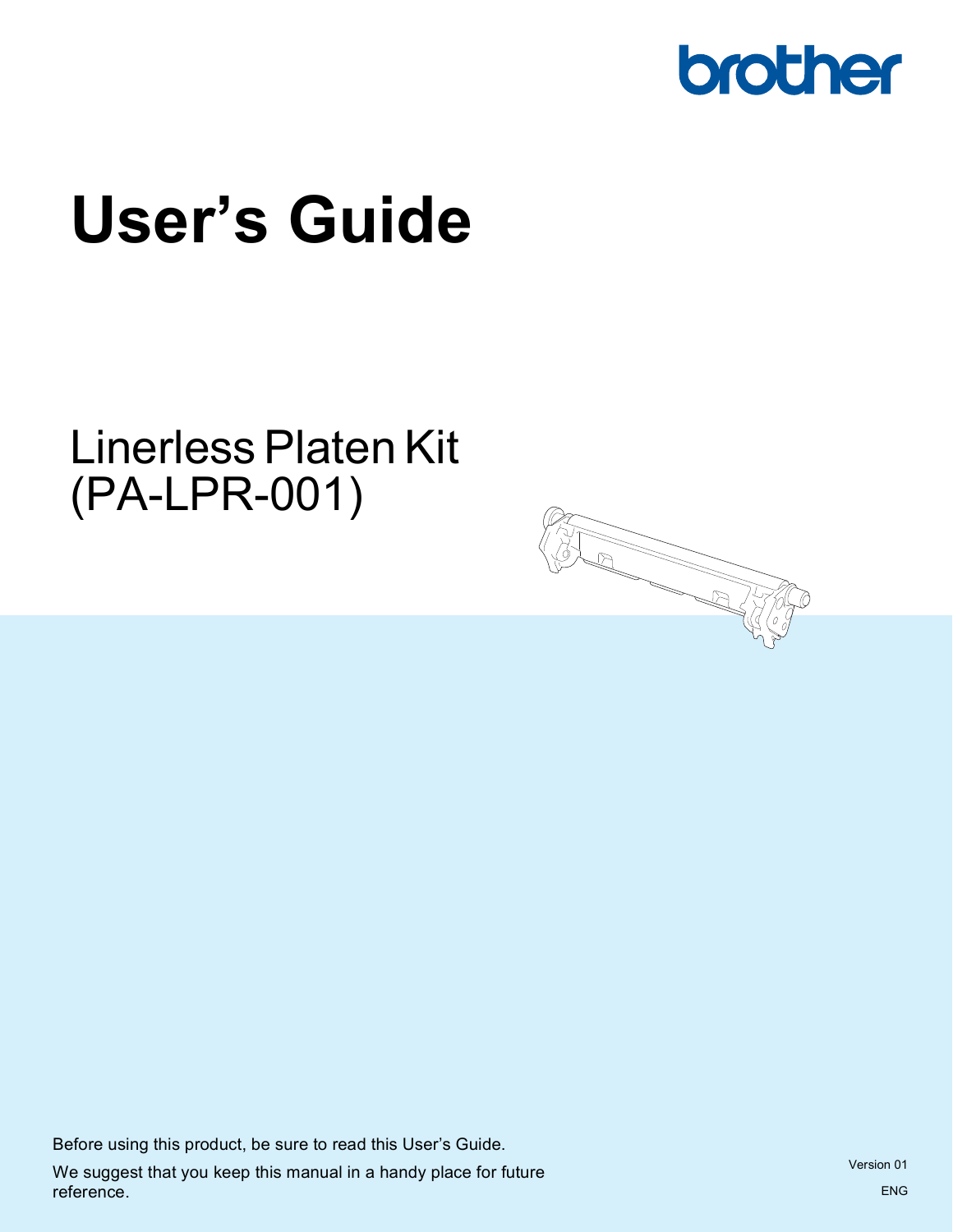brother

# User's Guide

## Linerless Platen Kit (PA-LPR-001)

Before using this product, be sure to read this User's Guide.

We suggest that you keep this manual in a handy place for future reference.

Version 01

ENG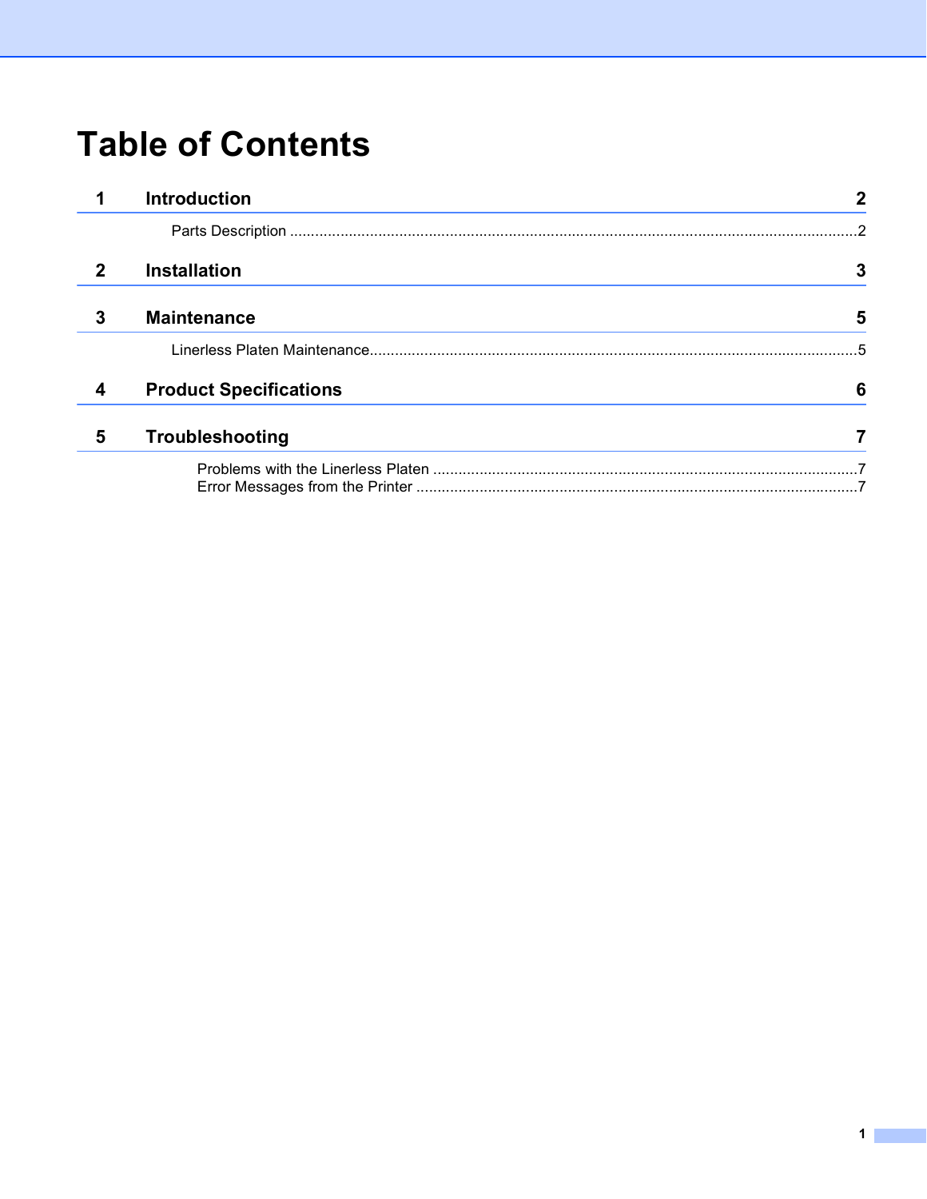# Table of Contents

**1 Introduction** **2**

Parts Description ........................................................................................................................................2

**2 Installation** **3**

**3 Maintenance** **5**

Linerless Platen Maintenance.....................................................................................................................5

**4 Product Specifications** **6**

**5 Troubleshooting** **7**

Problems with the Linerless Platen ......................................................................................................7

Error Messages from the Printer ..........................................................................................................7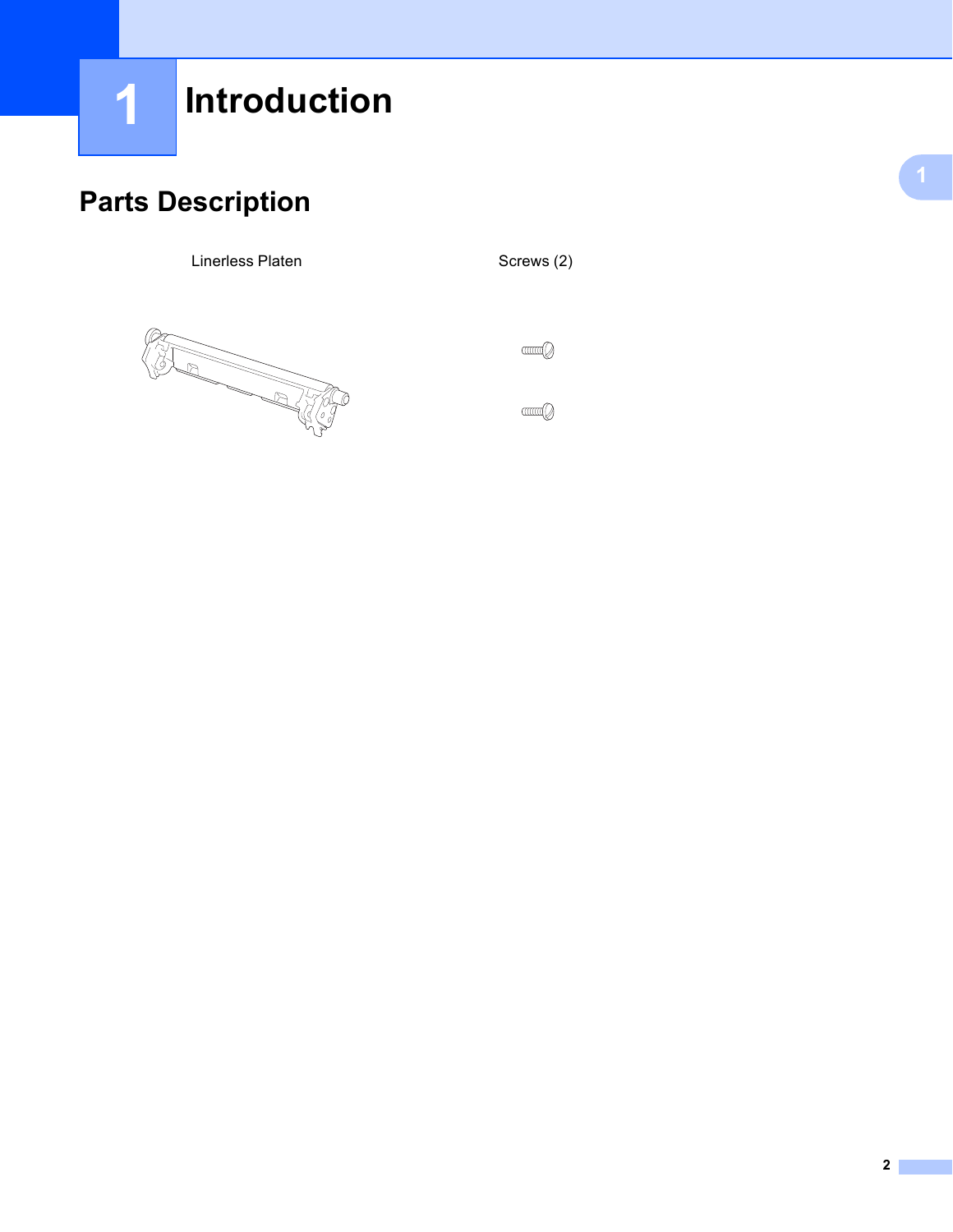# 1 Introduction

## Parts Description

Linerless Platen

Screws (2)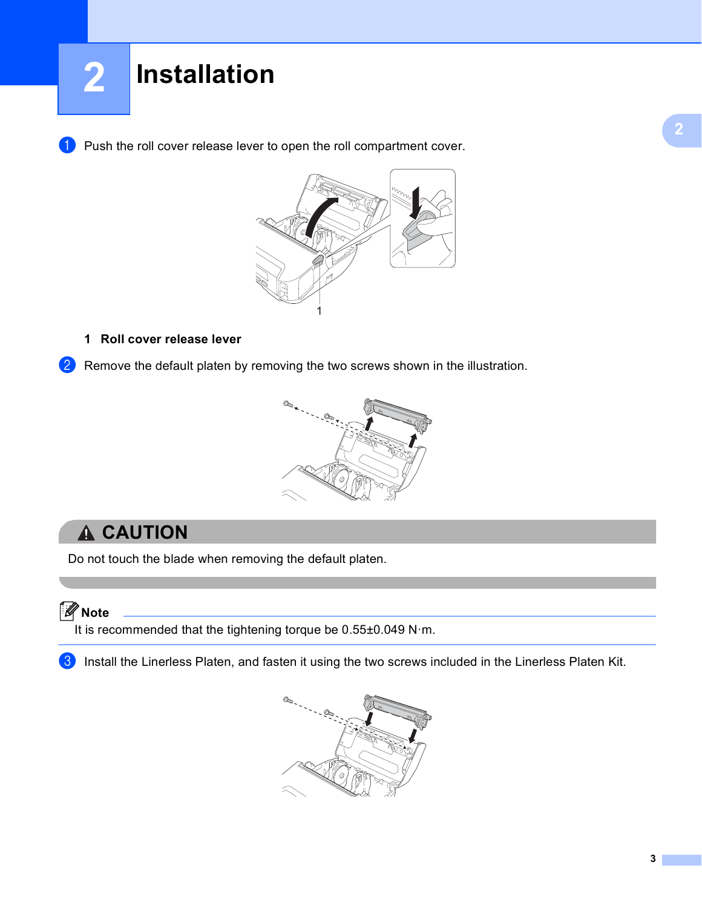# 2 Installation

1. Push the roll cover release lever to open the roll compartment cover.

**1 Roll cover release lever**

2. Remove the default platen by removing the two screws shown in the illustration.

## ⚠ CAUTION

Do not touch the blade when removing the default platen.

**Note**

It is recommended that the tightening torque be 0.55±0.049 N·m.

3. Install the Linerless Platen, and fasten it using the two screws included in the Linerless Platen Kit.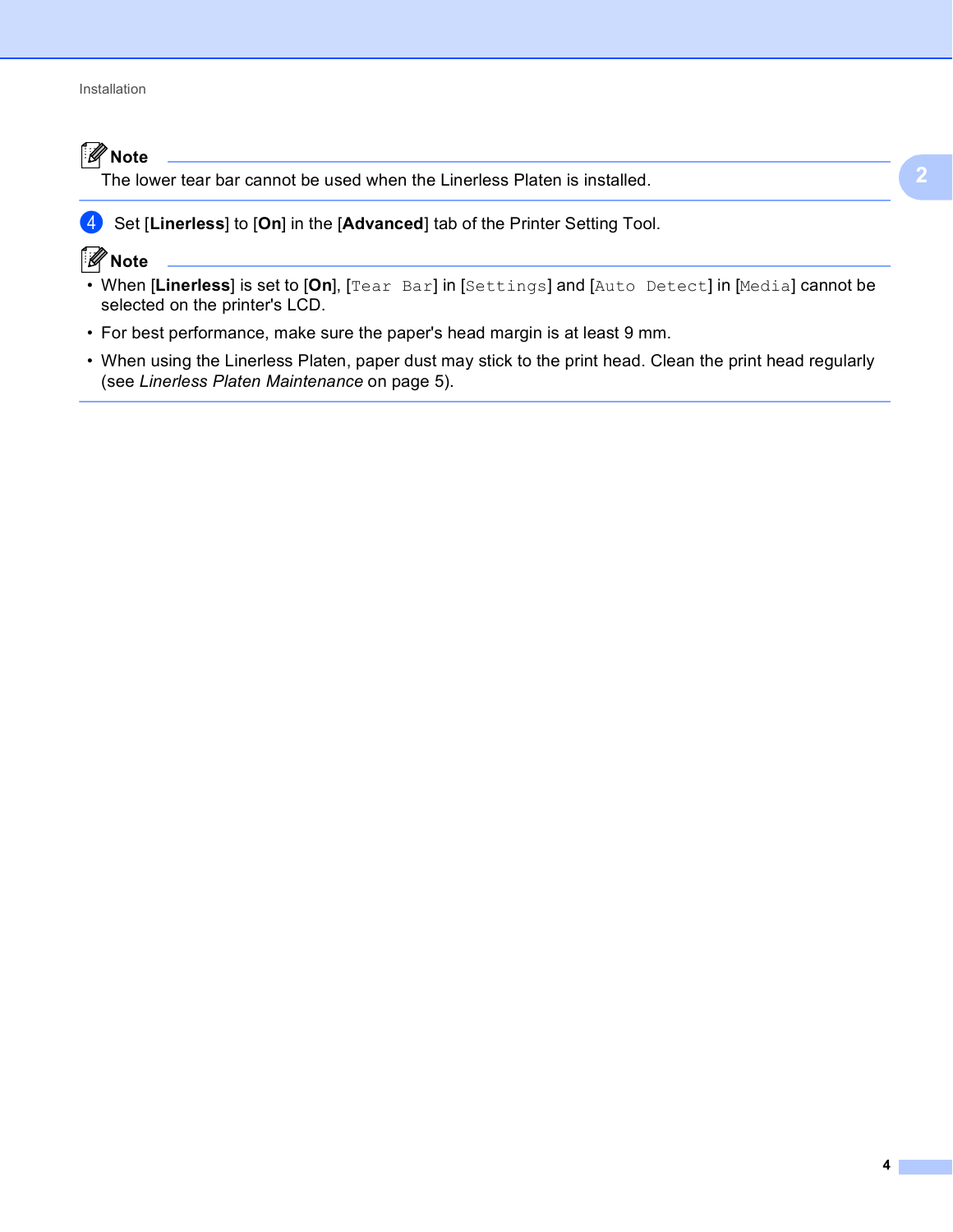**Note**

The lower tear bar cannot be used when the Linerless Platen is installed.

4. Set [**Linerless**] to [**On**] in the [**Advanced**] tab of the Printer Setting Tool.

**Note**

- When [**Linerless**] is set to [**On**], [`Tear Bar`] in [`Settings`] and [`Auto Detect`] in [`Media`] cannot be selected on the printer's LCD.
- For best performance, make sure the paper's head margin is at least 9 mm.
- When using the Linerless Platen, paper dust may stick to the print head. Clean the print head regularly (see *Linerless Platen Maintenance* on page 5).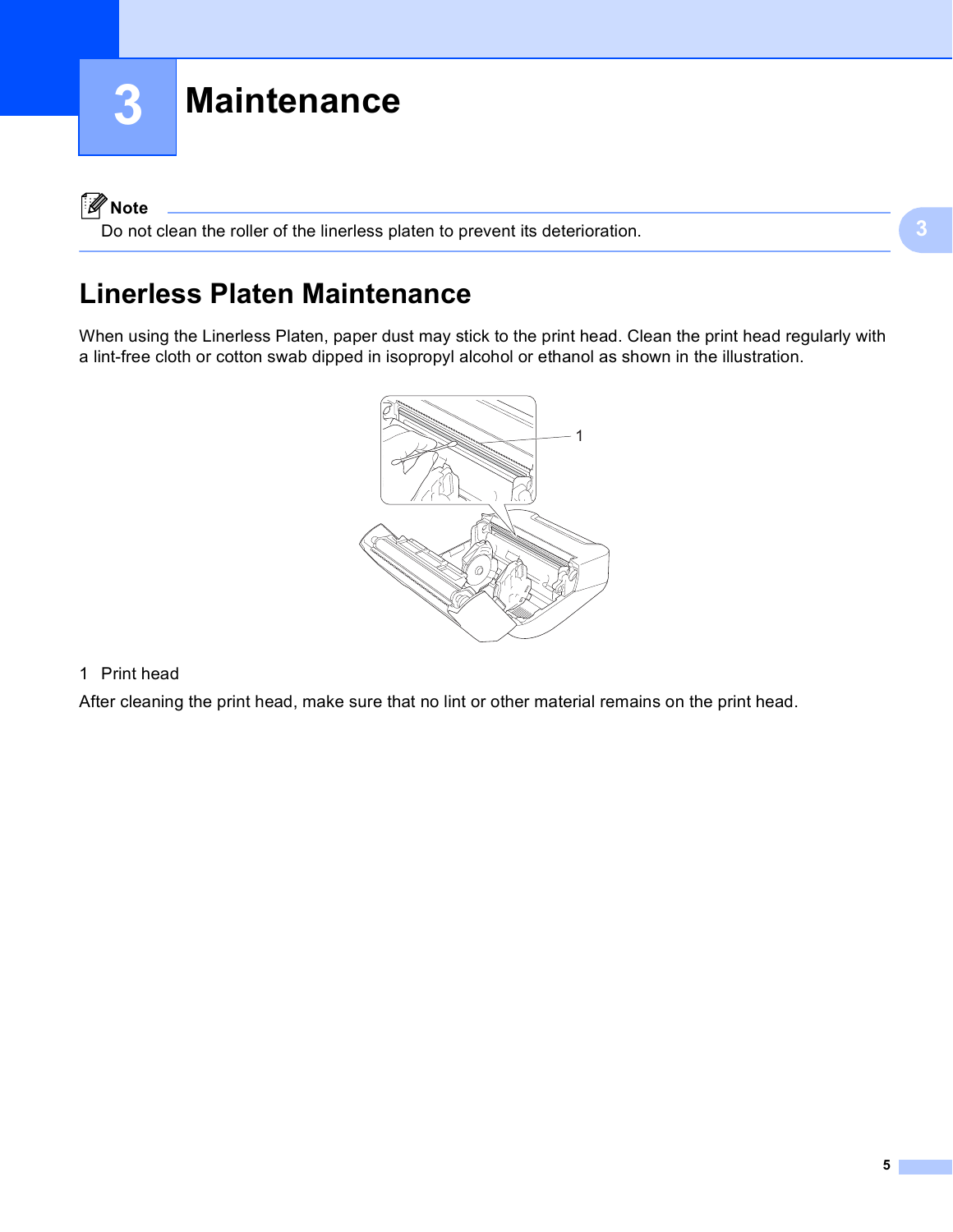# 3 Maintenance

**Note**

Do not clean the roller of the linerless platen to prevent its deterioration.

## Linerless Platen Maintenance

When using the Linerless Platen, paper dust may stick to the print head. Clean the print head regularly with a lint-free cloth or cotton swab dipped in isopropyl alcohol or ethanol as shown in the illustration.

1 Print head

After cleaning the print head, make sure that no lint or other material remains on the print head.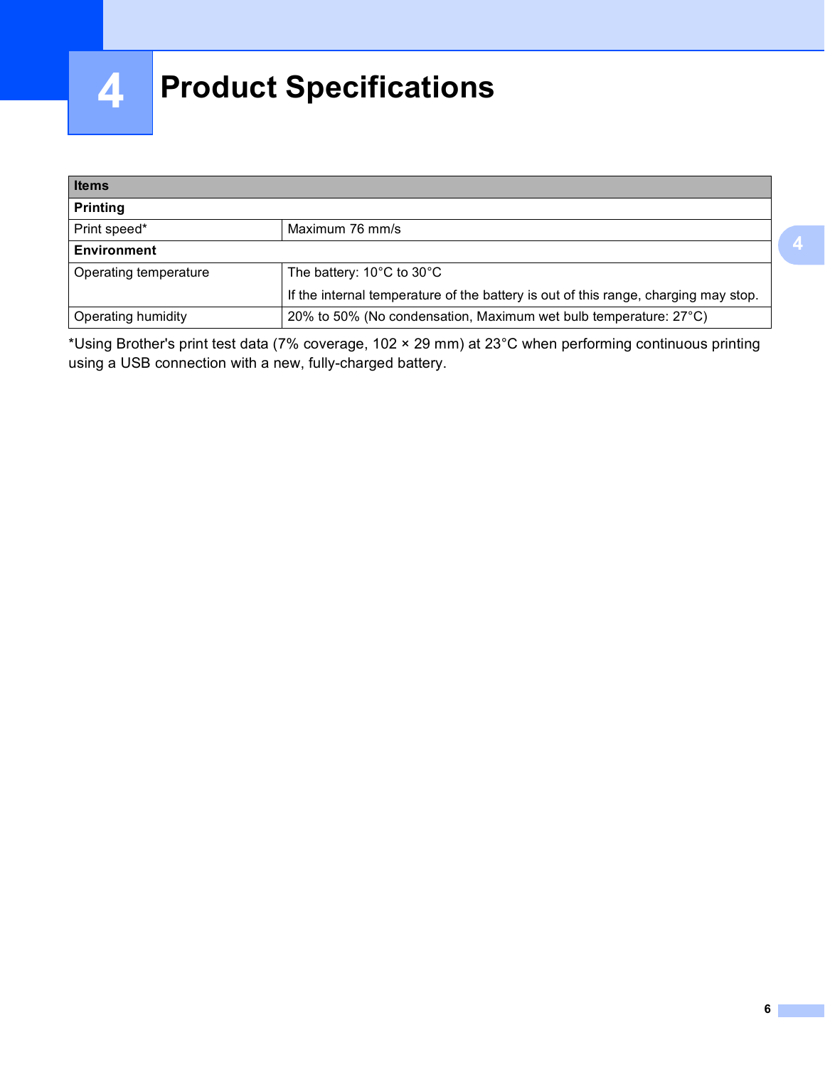# 4 Product Specifications

| Items | |
|---|---|
| **Printing** | |
| Print speed* | Maximum 76 mm/s |
| **Environment** | |
| Operating temperature | The battery: 10°C to 30°C<br>If the internal temperature of the battery is out of this range, charging may stop. |
| Operating humidity | 20% to 50% (No condensation, Maximum wet bulb temperature: 27°C) |

*Using Brother's print test data (7% coverage, 102 × 29 mm) at 23°C when performing continuous printing using a USB connection with a new, fully-charged battery.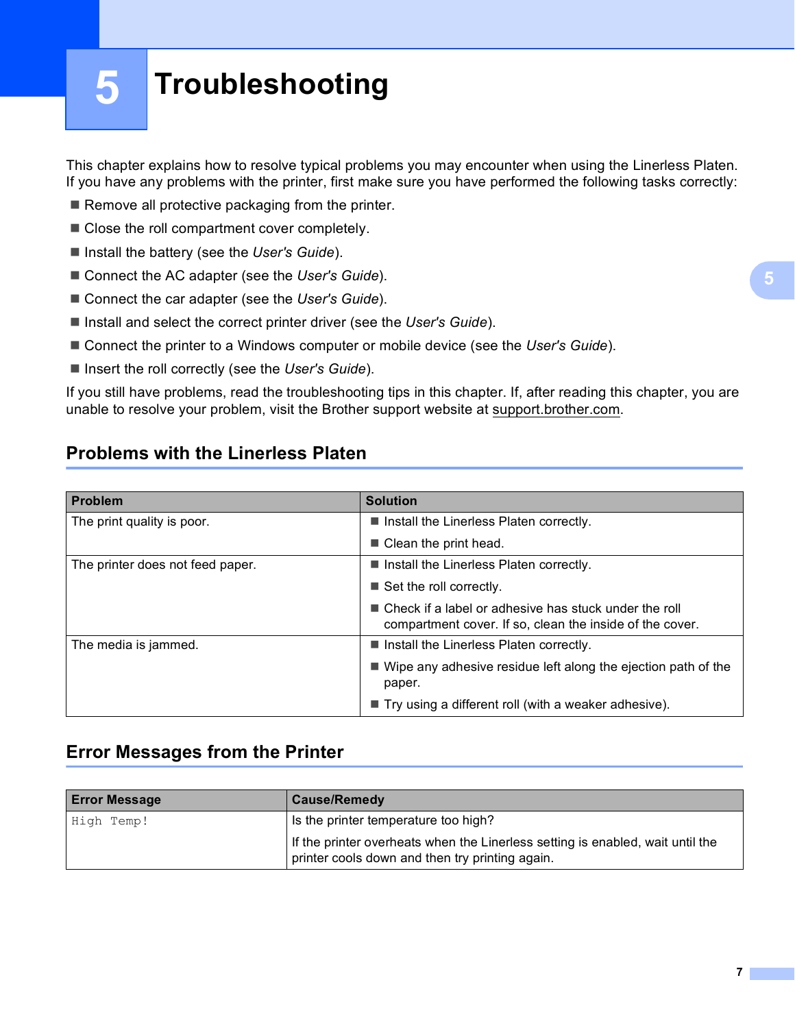# 5 Troubleshooting

This chapter explains how to resolve typical problems you may encounter when using the Linerless Platen. If you have any problems with the printer, first make sure you have performed the following tasks correctly:

- Remove all protective packaging from the printer.
- Close the roll compartment cover completely.
- Install the battery (see the *User's Guide*).
- Connect the AC adapter (see the *User's Guide*).
- Connect the car adapter (see the *User's Guide*).
- Install and select the correct printer driver (see the *User's Guide*).
- Connect the printer to a Windows computer or mobile device (see the *User's Guide*).
- Insert the roll correctly (see the *User's Guide*).

If you still have problems, read the troubleshooting tips in this chapter. If, after reading this chapter, you are unable to resolve your problem, visit the Brother support website at support.brother.com.

## Problems with the Linerless Platen

| Problem | Solution |
| --- | --- |
| The print quality is poor. | ■ Install the Linerless Platen correctly.<br>■ Clean the print head. |
| The printer does not feed paper. | ■ Install the Linerless Platen correctly.<br>■ Set the roll correctly.<br>■ Check if a label or adhesive has stuck under the roll compartment cover. If so, clean the inside of the cover. |
| The media is jammed. | ■ Install the Linerless Platen correctly.<br>■ Wipe any adhesive residue left along the ejection path of the paper.<br>■ Try using a different roll (with a weaker adhesive). |

## Error Messages from the Printer

| Error Message | Cause/Remedy |
| --- | --- |
| `High Temp!` | Is the printer temperature too high?<br>If the printer overheats when the Linerless setting is enabled, wait until the printer cools down and then try printing again. |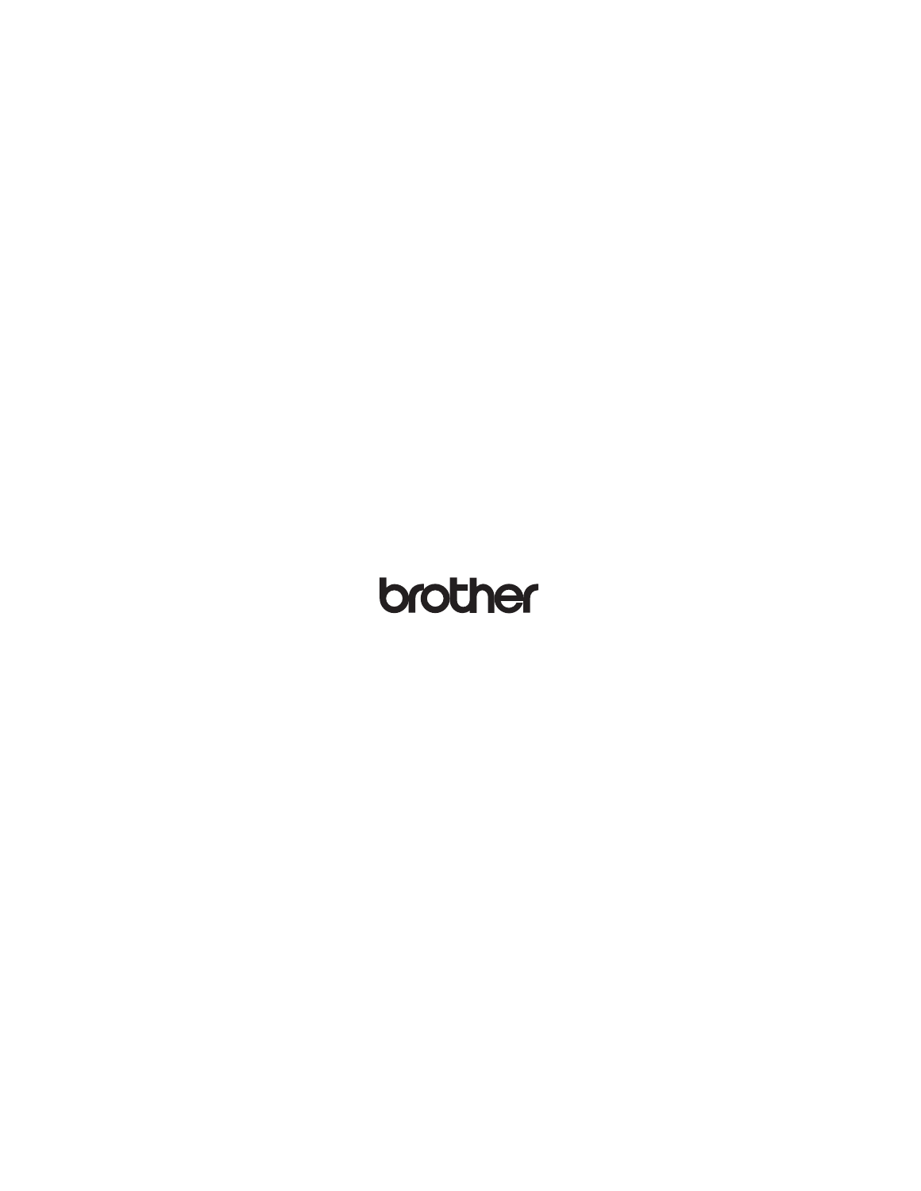brother